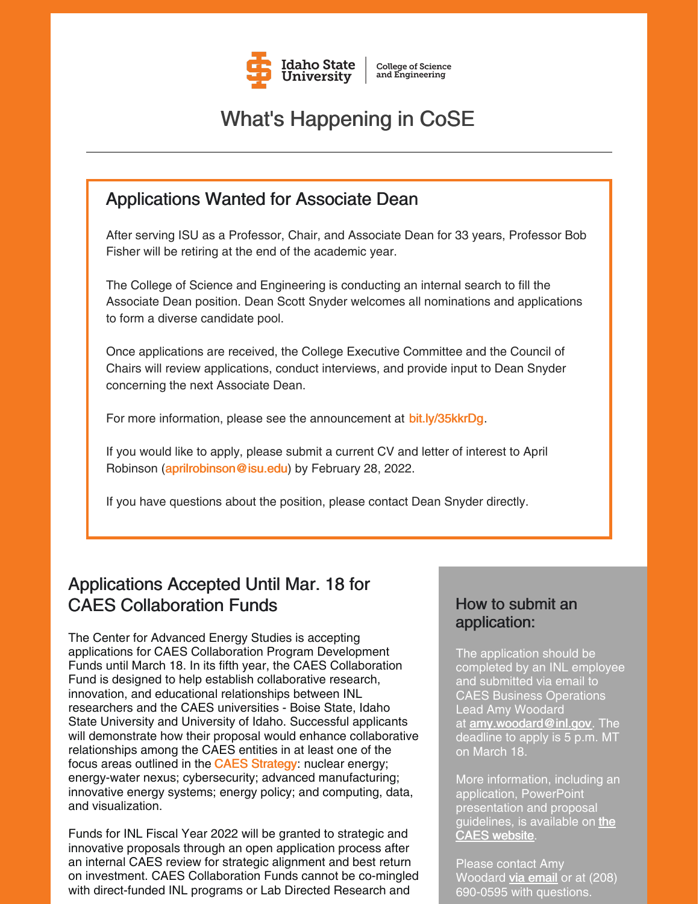Idaho State University | College of Science and Engineering

# What's Happening in CoSE

---

## Applications Wanted for Associate Dean

After serving ISU as a Professor, Chair, and Associate Dean for 33 years, Professor Bob Fisher will be retiring at the end of the academic year.

The College of Science and Engineering is conducting an internal search to fill the Associate Dean position. Dean Scott Snyder welcomes all nominations and applications to form a diverse candidate pool.

Once applications are received, the College Executive Committee and the Council of Chairs will review applications, conduct interviews, and provide input to Dean Snyder concerning the next Associate Dean.

For more information, please see the announcement at bit.ly/35kkrDg.

If you would like to apply, please submit a current CV and letter of interest to April Robinson (aprilrobinson@isu.edu) by February 28, 2022.

If you have questions about the position, please contact Dean Snyder directly.

## Applications Accepted Until Mar. 18 for CAES Collaboration Funds

The Center for Advanced Energy Studies is accepting applications for CAES Collaboration Program Development Funds until March 18. In its fifth year, the CAES Collaboration Fund is designed to help establish collaborative research, innovation, and educational relationships between INL researchers and the CAES universities - Boise State, Idaho State University and University of Idaho. Successful applicants will demonstrate how their proposal would enhance collaborative relationships among the CAES entities in at least one of the focus areas outlined in the CAES Strategy: nuclear energy; energy-water nexus; cybersecurity; advanced manufacturing; innovative energy systems; energy policy; and computing, data, and visualization.

Funds for INL Fiscal Year 2022 will be granted to strategic and innovative proposals through an open application process after an internal CAES review for strategic alignment and best return on investment. CAES Collaboration Funds cannot be co-mingled with direct-funded INL programs or Lab Directed Research and

### How to submit an application:

The application should be completed by an INL employee and submitted via email to CAES Business Operations Lead Amy Woodard at amy.woodard@inl.gov. The deadline to apply is 5 p.m. MT on March 18.

More information, including an application, PowerPoint presentation and proposal guidelines, is available on the CAES website.

Please contact Amy Woodard via email or at (208) 690-0595 with questions.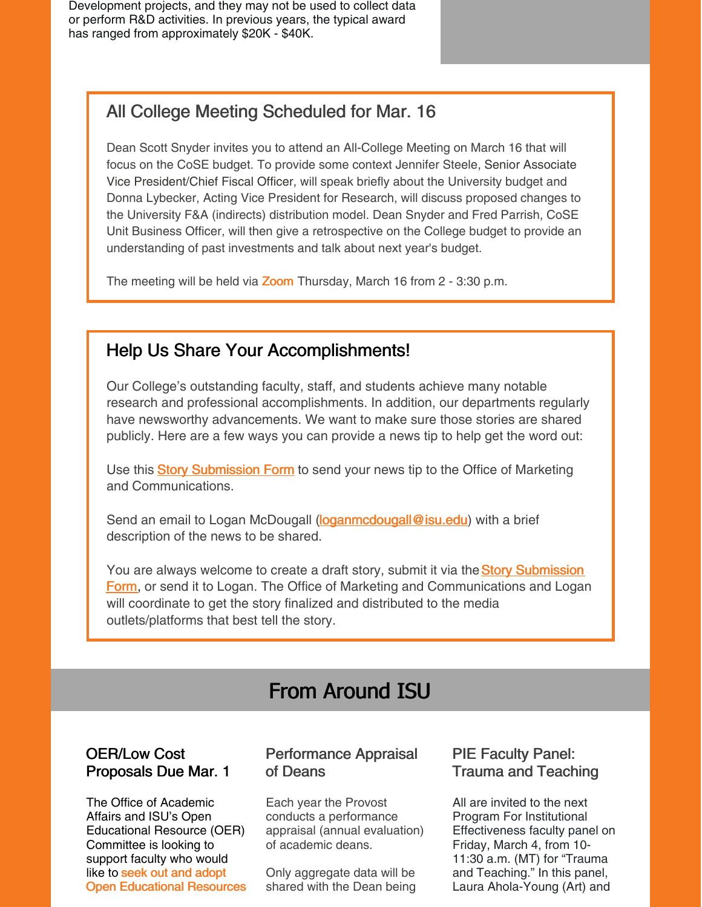Development projects, and they may not be used to collect data or perform R&D activities. In previous years, the typical award has ranged from approximately $20K - $40K.

## All College Meeting Scheduled for Mar. 16

Dean Scott Snyder invites you to attend an All-College Meeting on March 16 that will focus on the CoSE budget. To provide some context Jennifer Steele, Senior Associate Vice President/Chief Fiscal Officer, will speak briefly about the University budget and Donna Lybecker, Acting Vice President for Research, will discuss proposed changes to the University F&A (indirects) distribution model. Dean Snyder and Fred Parrish, CoSE Unit Business Officer, will then give a retrospective on the College budget to provide an understanding of past investments and talk about next year's budget.

The meeting will be held via Zoom Thursday, March 16 from 2 - 3:30 p.m.

## Help Us Share Your Accomplishments!

Our College's outstanding faculty, staff, and students achieve many notable research and professional accomplishments. In addition, our departments regularly have newsworthy advancements. We want to make sure those stories are shared publicly. Here are a few ways you can provide a news tip to help get the word out:

Use this Story Submission Form to send your news tip to the Office of Marketing and Communications.

Send an email to Logan McDougall (loganmcdougall@isu.edu) with a brief description of the news to be shared.

You are always welcome to create a draft story, submit it via the Story Submission Form, or send it to Logan. The Office of Marketing and Communications and Logan will coordinate to get the story finalized and distributed to the media outlets/platforms that best tell the story.

# From Around ISU

### OER/Low Cost Proposals Due Mar. 1

The Office of Academic Affairs and ISU's Open Educational Resource (OER) Committee is looking to support faculty who would like to seek out and adopt Open Educational Resources

### Performance Appraisal of Deans

Each year the Provost conducts a performance appraisal (annual evaluation) of academic deans.

Only aggregate data will be shared with the Dean being

### PIE Faculty Panel: Trauma and Teaching

All are invited to the next Program For Institutional Effectiveness faculty panel on Friday, March 4, from 10-11:30 a.m. (MT) for "Trauma and Teaching." In this panel, Laura Ahola-Young (Art) and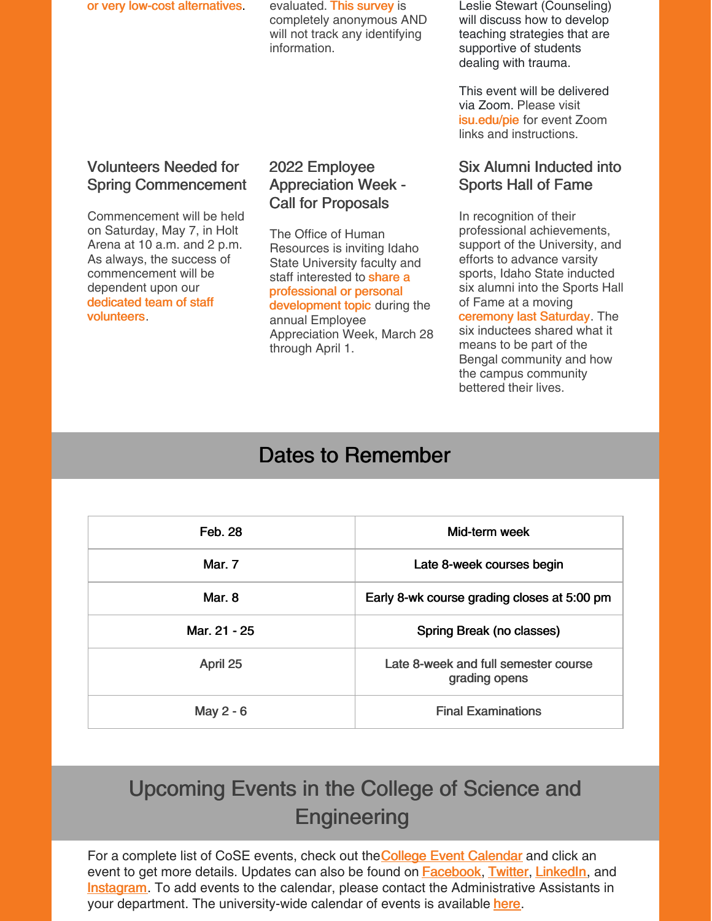or very low-cost alternatives.

evaluated. This survey is completely anonymous AND will not track any identifying information.

Leslie Stewart (Counseling) will discuss how to develop teaching strategies that are supportive of students dealing with trauma.

This event will be delivered via Zoom. Please visit isu.edu/pie for event Zoom links and instructions.

### Volunteers Needed for Spring Commencement

Commencement will be held on Saturday, May 7, in Holt Arena at 10 a.m. and 2 p.m. As always, the success of commencement will be dependent upon our dedicated team of staff volunteers.

### 2022 Employee Appreciation Week - Call for Proposals

The Office of Human Resources is inviting Idaho State University faculty and staff interested to share a professional or personal development topic during the annual Employee Appreciation Week, March 28 through April 1.

### Six Alumni Inducted into Sports Hall of Fame

In recognition of their professional achievements, support of the University, and efforts to advance varsity sports, Idaho State inducted six alumni into the Sports Hall of Fame at a moving ceremony last Saturday. The six inductees shared what it means to be part of the Bengal community and how the campus community bettered their lives.

## Dates to Remember

| Date | Event |
|---|---|
| Feb. 28 | Mid-term week |
| Mar. 7 | Late 8-week courses begin |
| Mar. 8 | Early 8-wk course grading closes at 5:00 pm |
| Mar. 21 - 25 | Spring Break (no classes) |
| April 25 | Late 8-week and full semester course grading opens |
| May 2 - 6 | Final Examinations |

## Upcoming Events in the College of Science and Engineering

For a complete list of CoSE events, check out the College Event Calendar and click an event to get more details. Updates can also be found on Facebook, Twitter, LinkedIn, and Instagram. To add events to the calendar, please contact the Administrative Assistants in your department. The university-wide calendar of events is available here.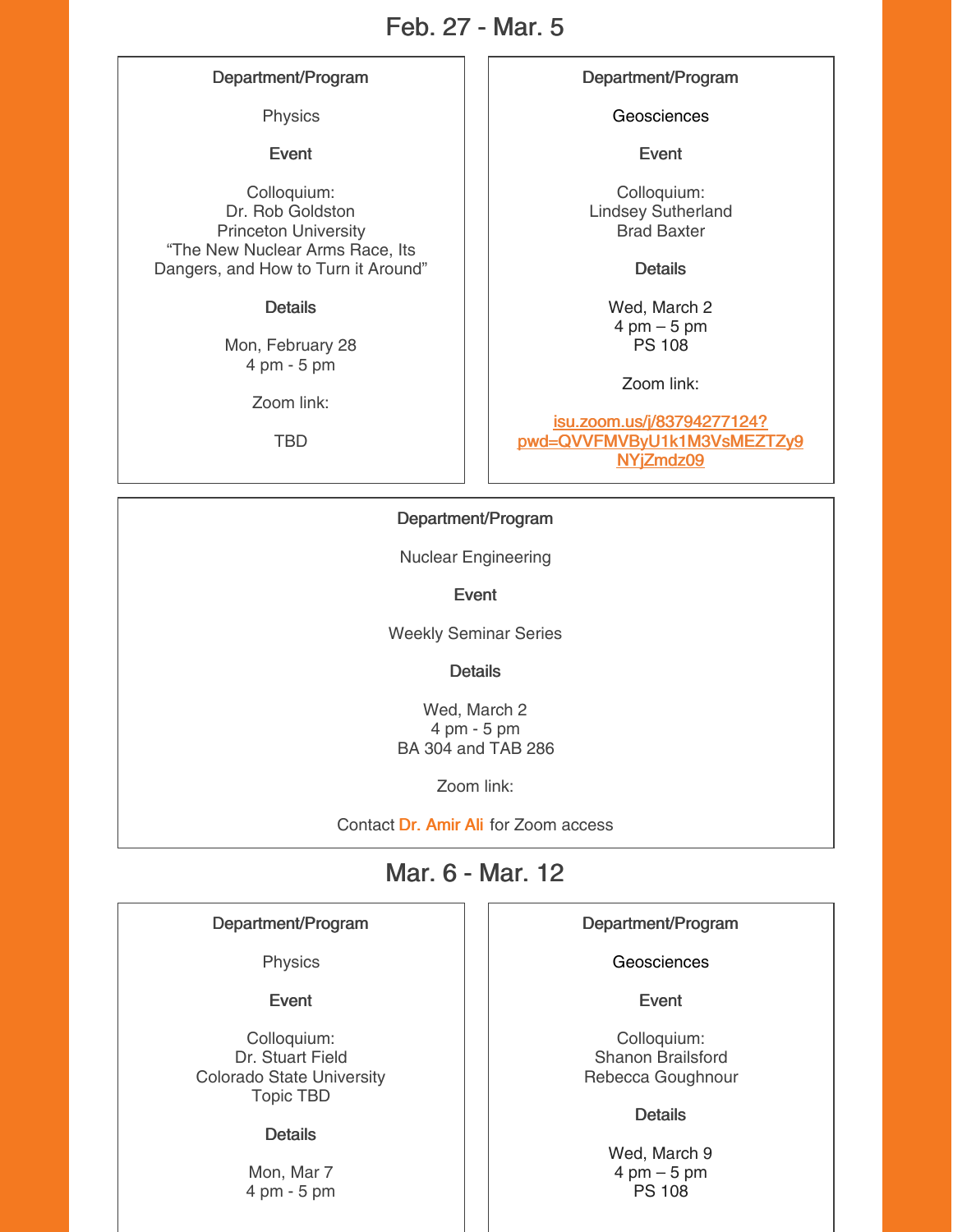## Feb. 27 - Mar. 5

**Department/Program**

Physics

**Event**

Colloquium:
Dr. Rob Goldston
Princeton University
"The New Nuclear Arms Race, Its Dangers, and How to Turn it Around"

**Details**

Mon, February 28
4 pm - 5 pm

Zoom link:

TBD

**Department/Program**

Geosciences

**Event**

Colloquium:
Lindsey Sutherland
Brad Baxter

**Details**

Wed, March 2
4 pm – 5 pm
PS 108

Zoom link:

isu.zoom.us/j/83794277124?pwd=QVVFMVByU1k1M3VsMEZTZy9NYjZmdz09

**Department/Program**

Nuclear Engineering

**Event**

Weekly Seminar Series

**Details**

Wed, March 2
4 pm - 5 pm
BA 304 and TAB 286

Zoom link:

Contact Dr. Amir Ali for Zoom access

## Mar. 6 - Mar. 12

**Department/Program**

Physics

**Event**

Colloquium:
Dr. Stuart Field
Colorado State University
Topic TBD

**Details**

Mon, Mar 7
4 pm - 5 pm

**Department/Program**

Geosciences

**Event**

Colloquium:
Shanon Brailsford
Rebecca Goughnour

**Details**

Wed, March 9
4 pm – 5 pm
PS 108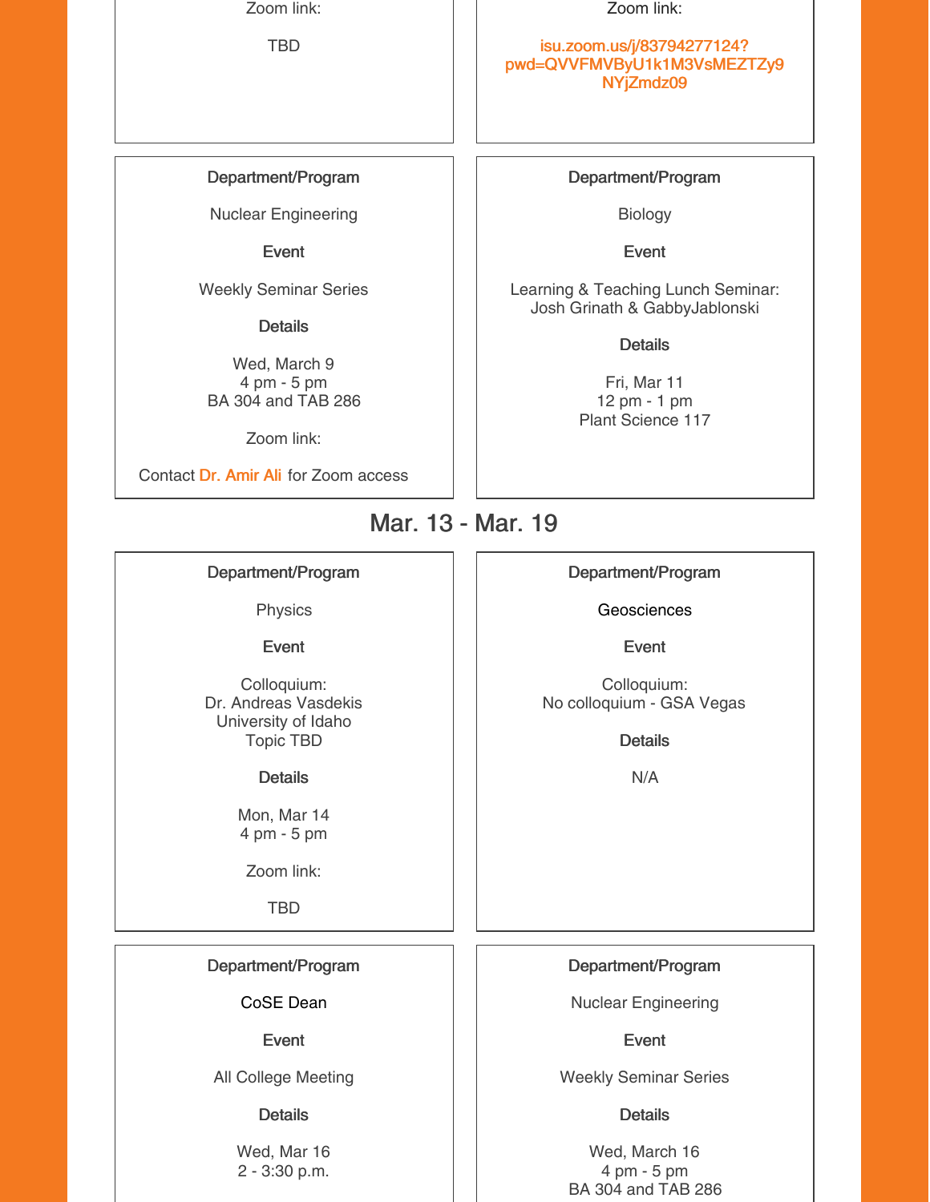Zoom link:

TBD

Zoom link:

isu.zoom.us/j/83794277124?pwd=QVVFMVByU1k1M3VsMEZTZy9NYjZmdz09

**Department/Program**

Nuclear Engineering

**Event**

Weekly Seminar Series

**Details**

Wed, March 9
4 pm - 5 pm
BA 304 and TAB 286

Zoom link:

Contact Dr. Amir Ali for Zoom access

**Department/Program**

Biology

**Event**

Learning & Teaching Lunch Seminar:
Josh Grinath & GabbyJablonski

**Details**

Fri, Mar 11
12 pm - 1 pm
Plant Science 117

## Mar. 13 - Mar. 19

**Department/Program**

Physics

**Event**

Colloquium:
Dr. Andreas Vasdekis
University of Idaho
Topic TBD

**Details**

Mon, Mar 14
4 pm - 5 pm

Zoom link:

TBD

**Department/Program**

Geosciences

**Event**

Colloquium:
No colloquium - GSA Vegas

**Details**

N/A

**Department/Program**

CoSE Dean

**Event**

All College Meeting

**Details**

Wed, Mar 16
2 - 3:30 p.m.

**Department/Program**

Nuclear Engineering

**Event**

Weekly Seminar Series

**Details**

Wed, March 16
4 pm - 5 pm
BA 304 and TAB 286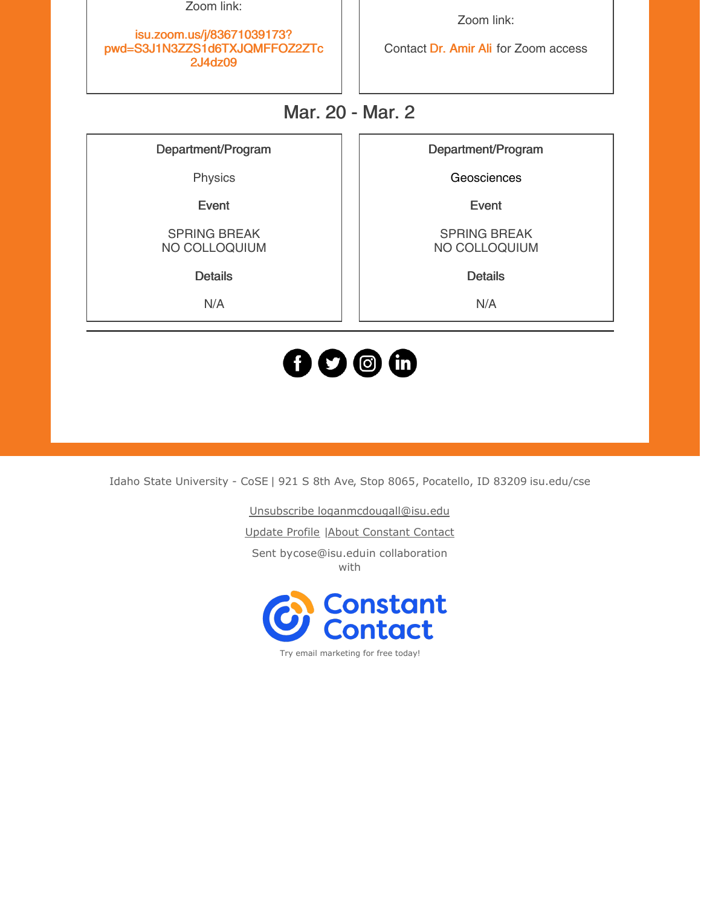Zoom link:

isu.zoom.us/j/83671039173?pwd=S3J1N3ZZS1d6TXJQMFFOZ2ZTc2J4dz09

Zoom link:

Contact Dr. Amir Ali for Zoom access

## Mar. 20 - Mar. 2

**Department/Program**

Physics

**Event**

SPRING BREAK
NO COLLOQUIUM

**Details**

N/A

**Department/Program**

Geosciences

**Event**

SPRING BREAK
NO COLLOQUIUM

**Details**

N/A

---

Idaho State University - CoSE | 921 S 8th Ave, Stop 8065, Pocatello, ID 83209 isu.edu/cse

Unsubscribe loganmcdougall@isu.edu

Update Profile |About Constant Contact

Sent bycose@isu.eduin collaboration with

Constant Contact

Try email marketing for free today!